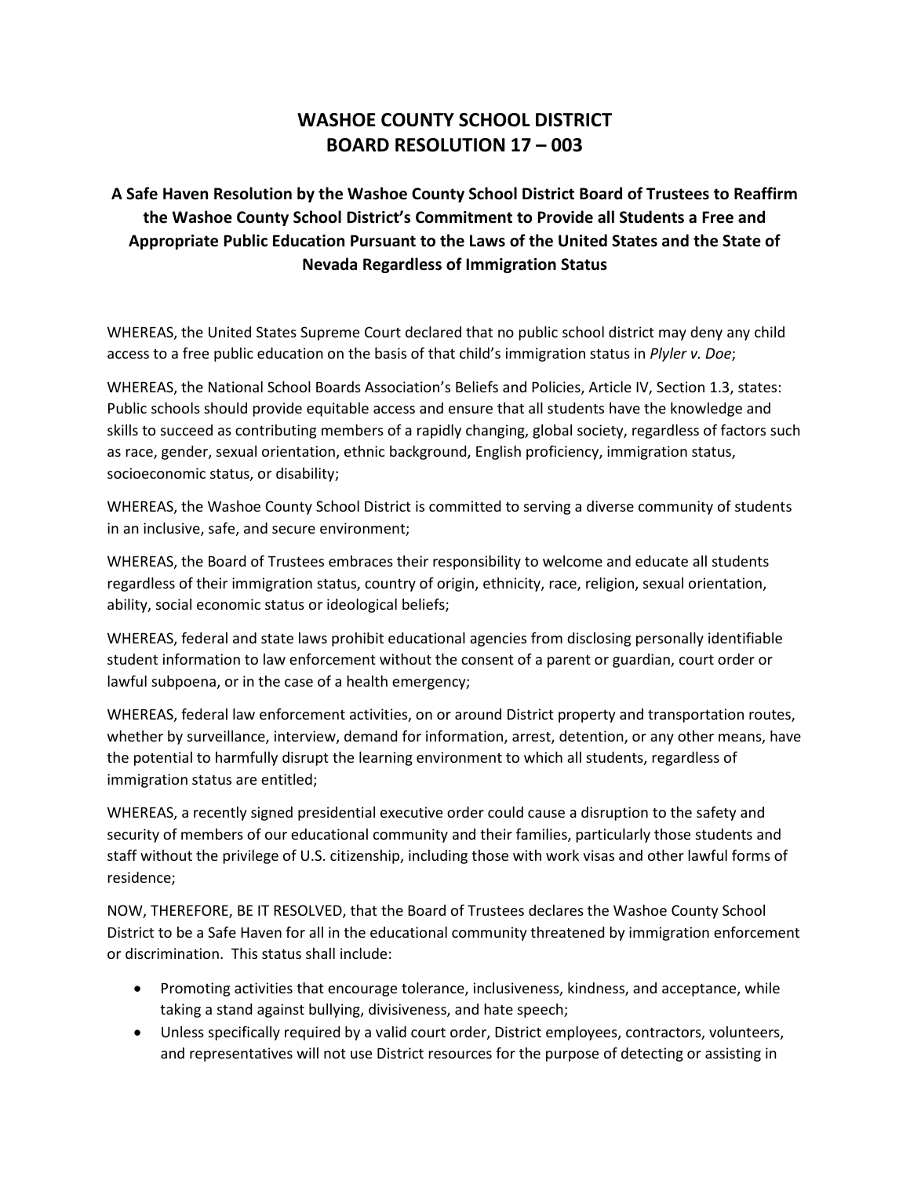# WASHOE COUNTY SCHOOL DISTRICT
# BOARD RESOLUTION 17 – 003

## A Safe Haven Resolution by the Washoe County School District Board of Trustees to Reaffirm the Washoe County School District's Commitment to Provide all Students a Free and Appropriate Public Education Pursuant to the Laws of the United States and the State of Nevada Regardless of Immigration Status

WHEREAS, the United States Supreme Court declared that no public school district may deny any child access to a free public education on the basis of that child's immigration status in *Plyler v. Doe*;

WHEREAS, the National School Boards Association's Beliefs and Policies, Article IV, Section 1.3, states: Public schools should provide equitable access and ensure that all students have the knowledge and skills to succeed as contributing members of a rapidly changing, global society, regardless of factors such as race, gender, sexual orientation, ethnic background, English proficiency, immigration status, socioeconomic status, or disability;

WHEREAS, the Washoe County School District is committed to serving a diverse community of students in an inclusive, safe, and secure environment;

WHEREAS, the Board of Trustees embraces their responsibility to welcome and educate all students regardless of their immigration status, country of origin, ethnicity, race, religion, sexual orientation, ability, social economic status or ideological beliefs;

WHEREAS, federal and state laws prohibit educational agencies from disclosing personally identifiable student information to law enforcement without the consent of a parent or guardian, court order or lawful subpoena, or in the case of a health emergency;

WHEREAS, federal law enforcement activities, on or around District property and transportation routes, whether by surveillance, interview, demand for information, arrest, detention, or any other means, have the potential to harmfully disrupt the learning environment to which all students, regardless of immigration status are entitled;

WHEREAS, a recently signed presidential executive order could cause a disruption to the safety and security of members of our educational community and their families, particularly those students and staff without the privilege of U.S. citizenship, including those with work visas and other lawful forms of residence;

NOW, THEREFORE, BE IT RESOLVED, that the Board of Trustees declares the Washoe County School District to be a Safe Haven for all in the educational community threatened by immigration enforcement or discrimination. This status shall include:

- Promoting activities that encourage tolerance, inclusiveness, kindness, and acceptance, while taking a stand against bullying, divisiveness, and hate speech;
- Unless specifically required by a valid court order, District employees, contractors, volunteers, and representatives will not use District resources for the purpose of detecting or assisting in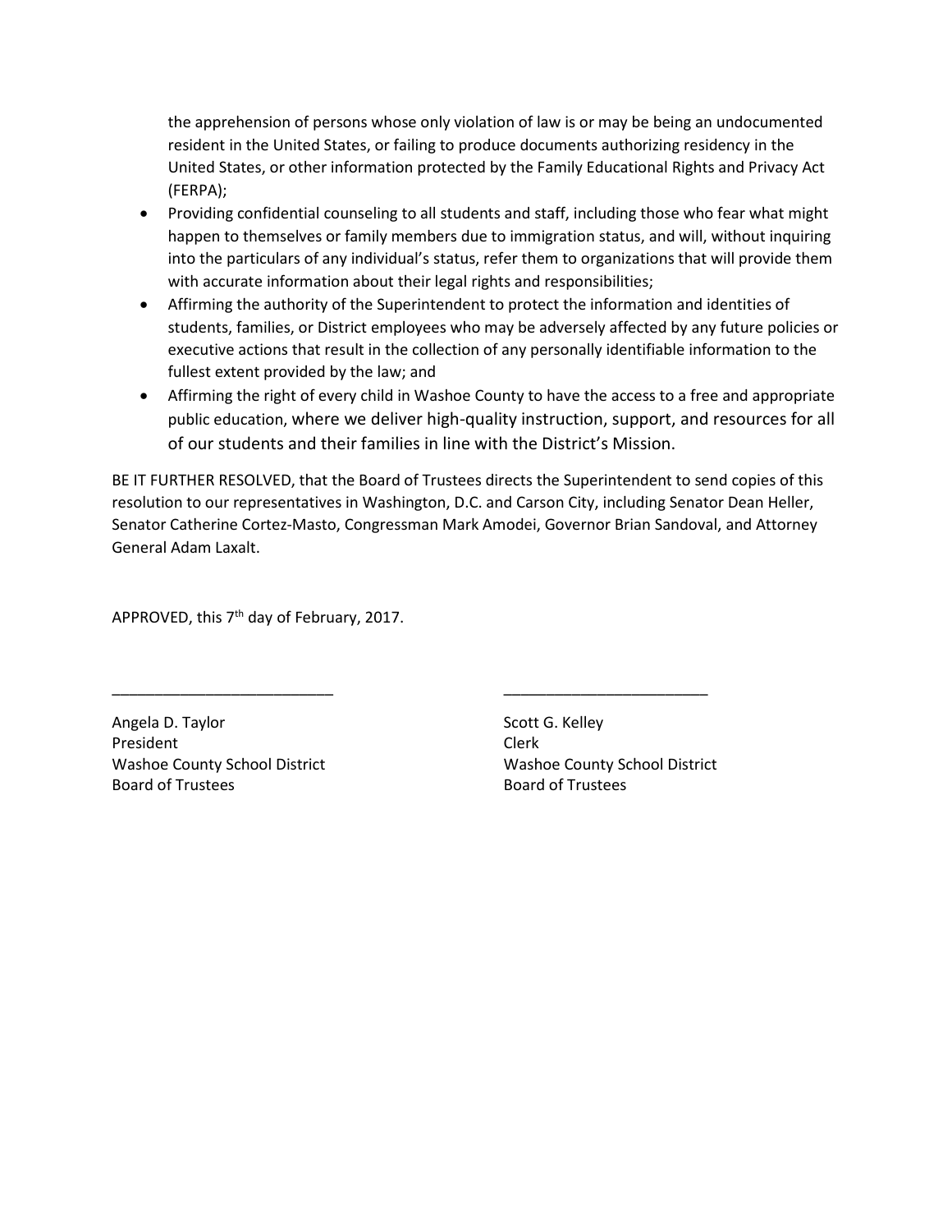the apprehension of persons whose only violation of law is or may be being an undocumented resident in the United States, or failing to produce documents authorizing residency in the United States, or other information protected by the Family Educational Rights and Privacy Act (FERPA);

- Providing confidential counseling to all students and staff, including those who fear what might happen to themselves or family members due to immigration status, and will, without inquiring into the particulars of any individual's status, refer them to organizations that will provide them with accurate information about their legal rights and responsibilities;
- Affirming the authority of the Superintendent to protect the information and identities of students, families, or District employees who may be adversely affected by any future policies or executive actions that result in the collection of any personally identifiable information to the fullest extent provided by the law; and
- Affirming the right of every child in Washoe County to have the access to a free and appropriate public education, where we deliver high-quality instruction, support, and resources for all of our students and their families in line with the District's Mission.

BE IT FURTHER RESOLVED, that the Board of Trustees directs the Superintendent to send copies of this resolution to our representatives in Washington, D.C. and Carson City, including Senator Dean Heller, Senator Catherine Cortez-Masto, Congressman Mark Amodei, Governor Brian Sandoval, and Attorney General Adam Laxalt.

APPROVED, this 7th day of February, 2017.

\_\_\_\_\_\_\_\_\_\_\_\_\_\_\_\_\_\_\_\_\_\_\_\_\_\_

Angela D. Taylor
President
Washoe County School District
Board of Trustees

\_\_\_\_\_\_\_\_\_\_\_\_\_\_\_\_\_\_\_\_\_\_\_\_\_\_

Scott G. Kelley
Clerk
Washoe County School District
Board of Trustees